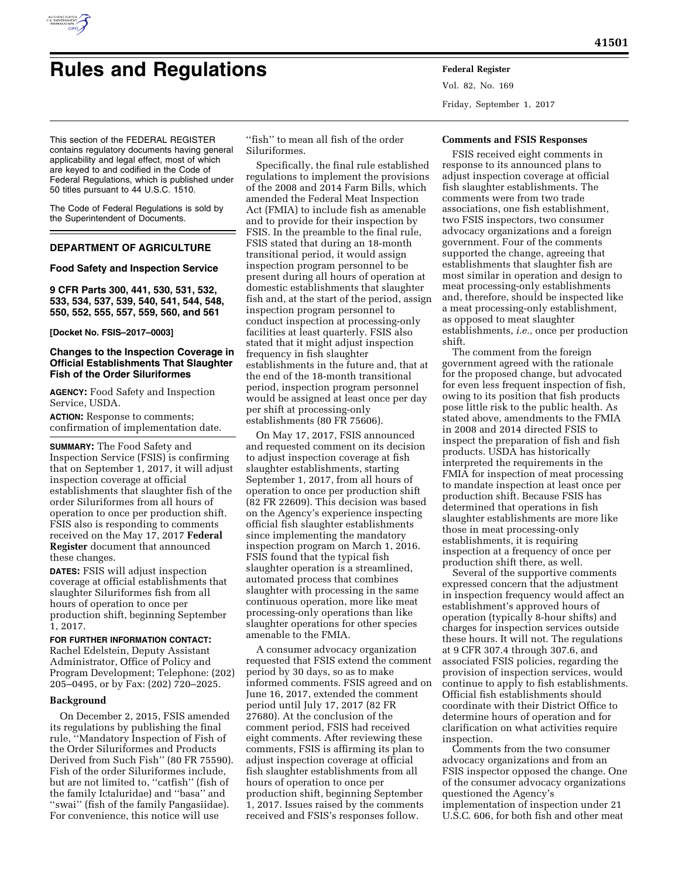# Rules and Regulations

This section of the FEDERAL REGISTER contains regulatory documents having general applicability and legal effect, most of which are keyed to and codified in the Code of Federal Regulations, which is published under 50 titles pursuant to 44 U.S.C. 1510.

The Code of Federal Regulations is sold by the Superintendent of Documents.

## DEPARTMENT OF AGRICULTURE

### Food Safety and Inspection Service

### 9 CFR Parts 300, 441, 530, 531, 532, 533, 534, 537, 539, 540, 541, 544, 548, 550, 552, 555, 557, 559, 560, and 561

**[Docket No. FSIS–2017–0003]**

### Changes to the Inspection Coverage in Official Establishments That Slaughter Fish of the Order Siluriformes

**AGENCY:** Food Safety and Inspection Service, USDA.

**ACTION:** Response to comments; confirmation of implementation date.

**SUMMARY:** The Food Safety and Inspection Service (FSIS) is confirming that on September 1, 2017, it will adjust inspection coverage at official establishments that slaughter fish of the order Siluriformes from all hours of operation to once per production shift. FSIS also is responding to comments received on the May 17, 2017 **Federal Register** document that announced these changes.

**DATES:** FSIS will adjust inspection coverage at official establishments that slaughter Siluriformes fish from all hours of operation to once per production shift, beginning September 1, 2017.

**FOR FURTHER INFORMATION CONTACT:** Rachel Edelstein, Deputy Assistant Administrator, Office of Policy and Program Development; Telephone: (202) 205–0495, or by Fax: (202) 720–2025.

**Background**

On December 2, 2015, FSIS amended its regulations by publishing the final rule, ''Mandatory Inspection of Fish of the Order Siluriformes and Products Derived from Such Fish'' (80 FR 75590). Fish of the order Siluriformes include, but are not limited to, ''catfish'' (fish of the family Ictaluridae) and ''basa'' and ''swai'' (fish of the family Pangasiidae). For convenience, this notice will use ''fish'' to mean all fish of the order Siluriformes.

Specifically, the final rule established regulations to implement the provisions of the 2008 and 2014 Farm Bills, which amended the Federal Meat Inspection Act (FMIA) to include fish as amenable and to provide for their inspection by FSIS. In the preamble to the final rule, FSIS stated that during an 18-month transitional period, it would assign inspection program personnel to be present during all hours of operation at domestic establishments that slaughter fish and, at the start of the period, assign inspection program personnel to conduct inspection at processing-only facilities at least quarterly. FSIS also stated that it might adjust inspection frequency in fish slaughter establishments in the future and, that at the end of the 18-month transitional period, inspection program personnel would be assigned at least once per day per shift at processing-only establishments (80 FR 75606).

On May 17, 2017, FSIS announced and requested comment on its decision to adjust inspection coverage at fish slaughter establishments, starting September 1, 2017, from all hours of operation to once per production shift (82 FR 22609). This decision was based on the Agency's experience inspecting official fish slaughter establishments since implementing the mandatory inspection program on March 1, 2016. FSIS found that the typical fish slaughter operation is a streamlined, automated process that combines slaughter with processing in the same continuous operation, more like meat processing-only operations than like slaughter operations for other species amenable to the FMIA.

A consumer advocacy organization requested that FSIS extend the comment period by 30 days, so as to make informed comments. FSIS agreed and on June 16, 2017, extended the comment period until July 17, 2017 (82 FR 27680). At the conclusion of the comment period, FSIS had received eight comments. After reviewing these comments, FSIS is affirming its plan to adjust inspection coverage at official fish slaughter establishments from all hours of operation to once per production shift, beginning September 1, 2017. Issues raised by the comments received and FSIS's responses follow.

**Comments and FSIS Responses**

FSIS received eight comments in response to its announced plans to adjust inspection coverage at official fish slaughter establishments. The comments were from two trade associations, one fish establishment, two FSIS inspectors, two consumer advocacy organizations and a foreign government. Four of the comments supported the change, agreeing that establishments that slaughter fish are most similar in operation and design to meat processing-only establishments and, therefore, should be inspected like a meat processing-only establishment, as opposed to meat slaughter establishments, *i.e.,* once per production shift.

The comment from the foreign government agreed with the rationale for the proposed change, but advocated for even less frequent inspection of fish, owing to its position that fish products pose little risk to the public health. As stated above, amendments to the FMIA in 2008 and 2014 directed FSIS to inspect the preparation of fish and fish products. USDA has historically interpreted the requirements in the FMIA for inspection of meat processing to mandate inspection at least once per production shift. Because FSIS has determined that operations in fish slaughter establishments are more like those in meat processing-only establishments, it is requiring inspection at a frequency of once per production shift there, as well.

Several of the supportive comments expressed concern that the adjustment in inspection frequency would affect an establishment's approved hours of operation (typically 8-hour shifts) and charges for inspection services outside these hours. It will not. The regulations at 9 CFR 307.4 through 307.6, and associated FSIS policies, regarding the provision of inspection services, would continue to apply to fish establishments. Official fish establishments should coordinate with their District Office to determine hours of operation and for clarification on what activities require inspection.

Comments from the two consumer advocacy organizations and from an FSIS inspector opposed the change. One of the consumer advocacy organizations questioned the Agency's implementation of inspection under 21 U.S.C. 606, for both fish and other meat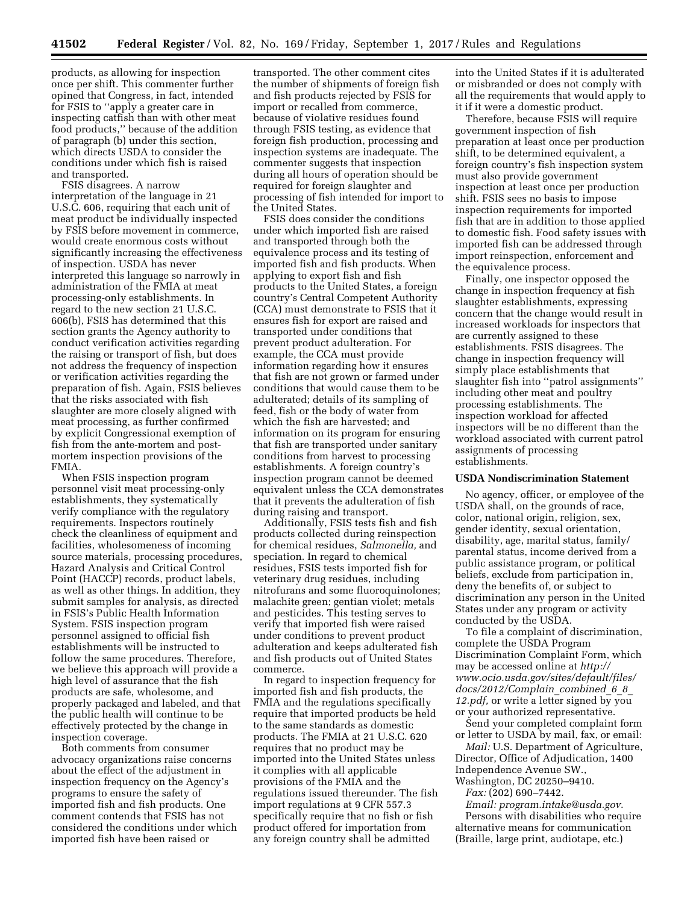products, as allowing for inspection once per shift. This commenter further opined that Congress, in fact, intended for FSIS to ''apply a greater care in inspecting catfish than with other meat food products,'' because of the addition of paragraph (b) under this section, which directs USDA to consider the conditions under which fish is raised and transported.

FSIS disagrees. A narrow interpretation of the language in 21 U.S.C. 606, requiring that each unit of meat product be individually inspected by FSIS before movement in commerce, would create enormous costs without significantly increasing the effectiveness of inspection. USDA has never interpreted this language so narrowly in administration of the FMIA at meat processing-only establishments. In regard to the new section 21 U.S.C. 606(b), FSIS has determined that this section grants the Agency authority to conduct verification activities regarding the raising or transport of fish, but does not address the frequency of inspection or verification activities regarding the preparation of fish. Again, FSIS believes that the risks associated with fish slaughter are more closely aligned with meat processing, as further confirmed by explicit Congressional exemption of fish from the ante-mortem and post-mortem inspection provisions of the FMIA.

When FSIS inspection program personnel visit meat processing-only establishments, they systematically verify compliance with the regulatory requirements. Inspectors routinely check the cleanliness of equipment and facilities, wholesomeness of incoming source materials, processing procedures, Hazard Analysis and Critical Control Point (HACCP) records, product labels, as well as other things. In addition, they submit samples for analysis, as directed in FSIS's Public Health Information System. FSIS inspection program personnel assigned to official fish establishments will be instructed to follow the same procedures. Therefore, we believe this approach will provide a high level of assurance that the fish products are safe, wholesome, and properly packaged and labeled, and that the public health will continue to be effectively protected by the change in inspection coverage.

Both comments from consumer advocacy organizations raise concerns about the effect of the adjustment in inspection frequency on the Agency's programs to ensure the safety of imported fish and fish products. One comment contends that FSIS has not considered the conditions under which imported fish have been raised or transported. The other comment cites the number of shipments of foreign fish and fish products rejected by FSIS for import or recalled from commerce, because of violative residues found through FSIS testing, as evidence that foreign fish production, processing and inspection systems are inadequate. The commenter suggests that inspection during all hours of operation should be required for foreign slaughter and processing of fish intended for import to the United States.

FSIS does consider the conditions under which imported fish are raised and transported through both the equivalence process and its testing of imported fish and fish products. When applying to export fish and fish products to the United States, a foreign country's Central Competent Authority (CCA) must demonstrate to FSIS that it ensures fish for export are raised and transported under conditions that prevent product adulteration. For example, the CCA must provide information regarding how it ensures that fish are not grown or farmed under conditions that would cause them to be adulterated; details of its sampling of feed, fish or the body of water from which the fish are harvested; and information on its program for ensuring that fish are transported under sanitary conditions from harvest to processing establishments. A foreign country's inspection program cannot be deemed equivalent unless the CCA demonstrates that it prevents the adulteration of fish during raising and transport.

Additionally, FSIS tests fish and fish products collected during reinspection for chemical residues, *Salmonella,* and speciation. In regard to chemical residues, FSIS tests imported fish for veterinary drug residues, including nitrofurans and some fluoroquinolones; malachite green; gentian violet; metals and pesticides. This testing serves to verify that imported fish were raised under conditions to prevent product adulteration and keeps adulterated fish and fish products out of United States commerce.

In regard to inspection frequency for imported fish and fish products, the FMIA and the regulations specifically require that imported products be held to the same standards as domestic products. The FMIA at 21 U.S.C. 620 requires that no product may be imported into the United States unless it complies with all applicable provisions of the FMIA and the regulations issued thereunder. The fish import regulations at 9 CFR 557.3 specifically require that no fish or fish product offered for importation from any foreign country shall be admitted into the United States if it is adulterated or misbranded or does not comply with all the requirements that would apply to it if it were a domestic product.

Therefore, because FSIS will require government inspection of fish preparation at least once per production shift, to be determined equivalent, a foreign country's fish inspection system must also provide government inspection at least once per production shift. FSIS sees no basis to impose inspection requirements for imported fish that are in addition to those applied to domestic fish. Food safety issues with imported fish can be addressed through import reinspection, enforcement and the equivalence process.

Finally, one inspector opposed the change in inspection frequency at fish slaughter establishments, expressing concern that the change would result in increased workloads for inspectors that are currently assigned to these establishments. FSIS disagrees. The change in inspection frequency will simply place establishments that slaughter fish into ''patrol assignments'' including other meat and poultry processing establishments. The inspection workload for affected inspectors will be no different than the workload associated with current patrol assignments of processing establishments.

## USDA Nondiscrimination Statement

No agency, officer, or employee of the USDA shall, on the grounds of race, color, national origin, religion, sex, gender identity, sexual orientation, disability, age, marital status, family/parental status, income derived from a public assistance program, or political beliefs, exclude from participation in, deny the benefits of, or subject to discrimination any person in the United States under any program or activity conducted by the USDA.

To file a complaint of discrimination, complete the USDA Program Discrimination Complaint Form, which may be accessed online at *http://www.ocio.usda.gov/sites/default/files/docs/2012/Complain_combined_6_8_12.pdf,* or write a letter signed by you or your authorized representative.

Send your completed complaint form or letter to USDA by mail, fax, or email:

*Mail:* U.S. Department of Agriculture, Director, Office of Adjudication, 1400 Independence Avenue SW., Washington, DC 20250–9410.

*Fax:* (202) 690–7442.

*Email: program.intake@usda.gov*.

Persons with disabilities who require alternative means for communication (Braille, large print, audiotape, etc.)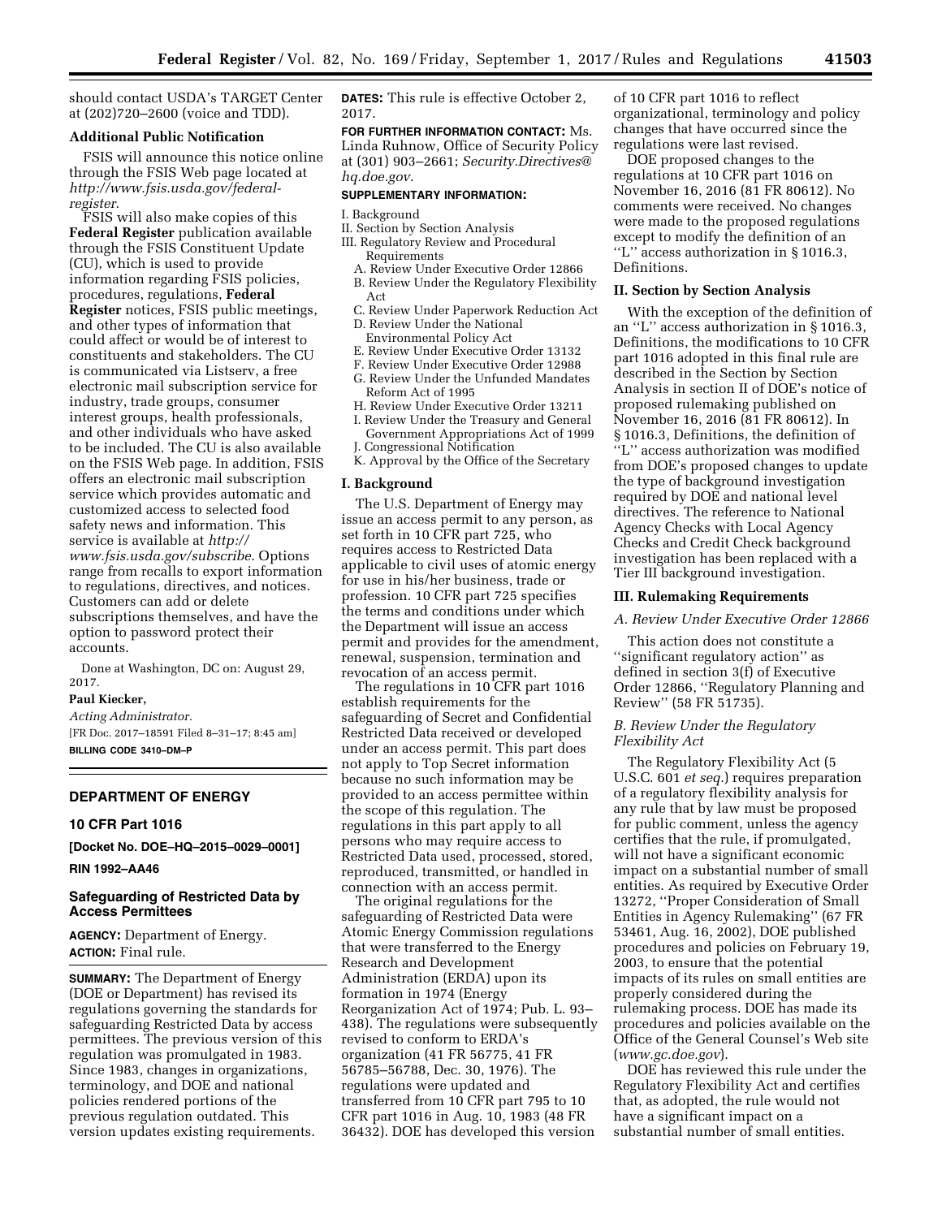should contact USDA's TARGET Center at (202)720–2600 (voice and TDD).

**Additional Public Notification**

FSIS will announce this notice online through the FSIS Web page located at *http://www.fsis.usda.gov/federal-register*.

FSIS will also make copies of this **Federal Register** publication available through the FSIS Constituent Update (CU), which is used to provide information regarding FSIS policies, procedures, regulations, **Federal Register** notices, FSIS public meetings, and other types of information that could affect or would be of interest to constituents and stakeholders. The CU is communicated via Listserv, a free electronic mail subscription service for industry, trade groups, consumer interest groups, health professionals, and other individuals who have asked to be included. The CU is also available on the FSIS Web page. In addition, FSIS offers an electronic mail subscription service which provides automatic and customized access to selected food safety news and information. This service is available at *http://www.fsis.usda.gov/subscribe*. Options range from recalls to export information to regulations, directives, and notices. Customers can add or delete subscriptions themselves, and have the option to password protect their accounts.

Done at Washington, DC on: August 29, 2017.

**Paul Kiecker,**

*Acting Administrator.*

[FR Doc. 2017–18591 Filed 8–31–17; 8:45 am]

**BILLING CODE 3410–DM–P**

---

## DEPARTMENT OF ENERGY

### 10 CFR Part 1016

**[Docket No. DOE–HQ–2015–0029–0001]**

**RIN 1992–AA46**

### Safeguarding of Restricted Data by Access Permittees

**AGENCY:** Department of Energy.

**ACTION:** Final rule.

**SUMMARY:** The Department of Energy (DOE or Department) has revised its regulations governing the standards for safeguarding Restricted Data by access permittees. The previous version of this regulation was promulgated in 1983. Since 1983, changes in organizations, terminology, and DOE and national policies rendered portions of the previous regulation outdated. This version updates existing requirements.

**DATES:** This rule is effective October 2, 2017.

**FOR FURTHER INFORMATION CONTACT:** Ms. Linda Ruhnow, Office of Security Policy at (301) 903–2661; *Security.Directives@hq.doe.gov*.

**SUPPLEMENTARY INFORMATION:**

I. Background
II. Section by Section Analysis
III. Regulatory Review and Procedural Requirements
  A. Review Under Executive Order 12866
  B. Review Under the Regulatory Flexibility Act
  C. Review Under Paperwork Reduction Act
  D. Review Under the National Environmental Policy Act
  E. Review Under Executive Order 13132
  F. Review Under Executive Order 12988
  G. Review Under the Unfunded Mandates Reform Act of 1995
  H. Review Under Executive Order 13211
  I. Review Under the Treasury and General Government Appropriations Act of 1999
  J. Congressional Notification
  K. Approval by the Office of the Secretary

#### I. Background

The U.S. Department of Energy may issue an access permit to any person, as set forth in 10 CFR part 725, who requires access to Restricted Data applicable to civil uses of atomic energy for use in his/her business, trade or profession. 10 CFR part 725 specifies the terms and conditions under which the Department will issue an access permit and provides for the amendment, renewal, suspension, termination and revocation of an access permit.

The regulations in 10 CFR part 1016 establish requirements for the safeguarding of Secret and Confidential Restricted Data received or developed under an access permit. This part does not apply to Top Secret information because no such information may be provided to an access permittee within the scope of this regulation. The regulations in this part apply to all persons who may require access to Restricted Data used, processed, stored, reproduced, transmitted, or handled in connection with an access permit.

The original regulations for the safeguarding of Restricted Data were Atomic Energy Commission regulations that were transferred to the Energy Research and Development Administration (ERDA) upon its formation in 1974 (Energy Reorganization Act of 1974; Pub. L. 93–438). The regulations were subsequently revised to conform to ERDA's organization (41 FR 56775, 41 FR 56785–56788, Dec. 30, 1976). The regulations were updated and transferred from 10 CFR part 795 to 10 CFR part 1016 in Aug. 10, 1983 (48 FR 36432). DOE has developed this version of 10 CFR part 1016 to reflect organizational, terminology and policy changes that have occurred since the regulations were last revised.

DOE proposed changes to the regulations at 10 CFR part 1016 on November 16, 2016 (81 FR 80612). No comments were received. No changes were made to the proposed regulations except to modify the definition of an ''L'' access authorization in § 1016.3, Definitions.

#### II. Section by Section Analysis

With the exception of the definition of an ''L'' access authorization in § 1016.3, Definitions, the modifications to 10 CFR part 1016 adopted in this final rule are described in the Section by Section Analysis in section II of DOE's notice of proposed rulemaking published on November 16, 2016 (81 FR 80612). In § 1016.3, Definitions, the definition of ''L'' access authorization was modified from DOE's proposed changes to update the type of background investigation required by DOE and national level directives. The reference to National Agency Checks with Local Agency Checks and Credit Check background investigation has been replaced with a Tier III background investigation.

#### III. Rulemaking Requirements

*A. Review Under Executive Order 12866*

This action does not constitute a ''significant regulatory action'' as defined in section 3(f) of Executive Order 12866, ''Regulatory Planning and Review'' (58 FR 51735).

*B. Review Under the Regulatory Flexibility Act*

The Regulatory Flexibility Act (5 U.S.C. 601 *et seq.*) requires preparation of a regulatory flexibility analysis for any rule that by law must be proposed for public comment, unless the agency certifies that the rule, if promulgated, will not have a significant economic impact on a substantial number of small entities. As required by Executive Order 13272, ''Proper Consideration of Small Entities in Agency Rulemaking'' (67 FR 53461, Aug. 16, 2002), DOE published procedures and policies on February 19, 2003, to ensure that the potential impacts of its rules on small entities are properly considered during the rulemaking process. DOE has made its procedures and policies available on the Office of the General Counsel's Web site (*www.gc.doe.gov*).

DOE has reviewed this rule under the Regulatory Flexibility Act and certifies that, as adopted, the rule would not have a significant impact on a substantial number of small entities.